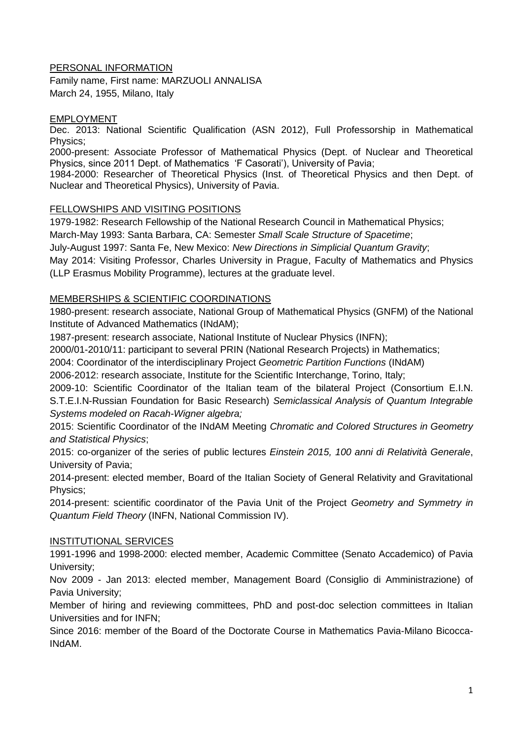## PERSONAL INFORMATION

Family name, First name: MARZUOLI ANNALISA
March 24, 1955, Milano, Italy

## EMPLOYMENT

Dec. 2013: National Scientific Qualification (ASN 2012), Full Professorship in Mathematical Physics;
2000-present: Associate Professor of Mathematical Physics (Dept. of Nuclear and Theoretical Physics, since 2011 Dept. of Mathematics 'F Casorati'), University of Pavia;
1984-2000: Researcher of Theoretical Physics (Inst. of Theoretical Physics and then Dept. of Nuclear and Theoretical Physics), University of Pavia.

## FELLOWSHIPS AND VISITING POSITIONS

1979-1982: Research Fellowship of the National Research Council in Mathematical Physics;
March-May 1993: Santa Barbara, CA: Semester *Small Scale Structure of Spacetime*;
July-August 1997: Santa Fe, New Mexico: *New Directions in Simplicial Quantum Gravity*;
May 2014: Visiting Professor, Charles University in Prague, Faculty of Mathematics and Physics (LLP Erasmus Mobility Programme), lectures at the graduate level.

## MEMBERSHIPS & SCIENTIFIC COORDINATIONS

1980-present: research associate, National Group of Mathematical Physics (GNFM) of the National Institute of Advanced Mathematics (INdAM);
1987-present: research associate, National Institute of Nuclear Physics (INFN);
2000/01-2010/11: participant to several PRIN (National Research Projects) in Mathematics;
2004: Coordinator of the interdisciplinary Project *Geometric Partition Functions* (INdAM)
2006-2012: research associate, Institute for the Scientific Interchange, Torino, Italy;
2009-10: Scientific Coordinator of the Italian team of the bilateral Project (Consortium E.I.N. S.T.E.I.N-Russian Foundation for Basic Research) *Semiclassical Analysis of Quantum Integrable Systems modeled on Racah-Wigner algebra;*
2015: Scientific Coordinator of the INdAM Meeting *Chromatic and Colored Structures in Geometry and Statistical Physics*;
2015: co-organizer of the series of public lectures *Einstein 2015, 100 anni di Relatività Generale*, University of Pavia;
2014-present: elected member, Board of the Italian Society of General Relativity and Gravitational Physics;
2014-present: scientific coordinator of the Pavia Unit of the Project *Geometry and Symmetry in Quantum Field Theory* (INFN, National Commission IV).

## INSTITUTIONAL SERVICES

1991-1996 and 1998-2000: elected member, Academic Committee (Senato Accademico) of Pavia University;
Nov 2009 - Jan 2013: elected member, Management Board (Consiglio di Amministrazione) of Pavia University;
Member of hiring and reviewing committees, PhD and post-doc selection committees in Italian Universities and for INFN;
Since 2016: member of the Board of the Doctorate Course in Mathematics Pavia-Milano Bicocca-INdAM.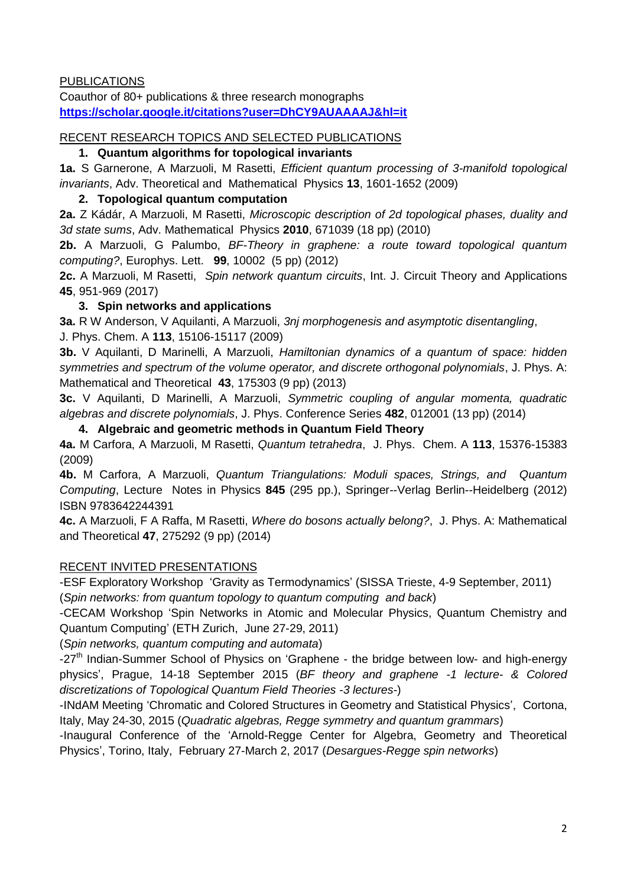PUBLICATIONS

Coauthor of 80+ publications & three research monographs
**https://scholar.google.it/citations?user=DhCY9AUAAAAJ&hl=it**

RECENT RESEARCH TOPICS AND SELECTED PUBLICATIONS

1. **Quantum algorithms for topological invariants**

**1a.** S Garnerone, A Marzuoli, M Rasetti, *Efficient quantum processing of 3-manifold topological invariants*, Adv. Theoretical and Mathematical Physics **13**, 1601-1652 (2009)

2. **Topological quantum computation**

**2a.** Z Kádár, A Marzuoli, M Rasetti, *Microscopic description of 2d topological phases, duality and 3d state sums*, Adv. Mathematical Physics **2010**, 671039 (18 pp) (2010)

**2b.** A Marzuoli, G Palumbo, *BF-Theory in graphene: a route toward topological quantum computing?*, Europhys. Lett. **99**, 10002 (5 pp) (2012)

**2c.** A Marzuoli, M Rasetti, *Spin network quantum circuits*, Int. J. Circuit Theory and Applications **45**, 951-969 (2017)

3. **Spin networks and applications**

**3a.** R W Anderson, V Aquilanti, A Marzuoli, *3nj morphogenesis and asymptotic disentangling*, J. Phys. Chem. A **113**, 15106-15117 (2009)

**3b.** V Aquilanti, D Marinelli, A Marzuoli, *Hamiltonian dynamics of a quantum of space: hidden symmetries and spectrum of the volume operator, and discrete orthogonal polynomials*, J. Phys. A: Mathematical and Theoretical **43**, 175303 (9 pp) (2013)

**3c.** V Aquilanti, D Marinelli, A Marzuoli, *Symmetric coupling of angular momenta, quadratic algebras and discrete polynomials*, J. Phys. Conference Series **482**, 012001 (13 pp) (2014)

4. **Algebraic and geometric methods in Quantum Field Theory**

**4a.** M Carfora, A Marzuoli, M Rasetti, *Quantum tetrahedra*, J. Phys. Chem. A **113**, 15376-15383 (2009)

**4b.** M Carfora, A Marzuoli, *Quantum Triangulations: Moduli spaces, Strings, and Quantum Computing*, Lecture Notes in Physics **845** (295 pp.), Springer--Verlag Berlin--Heidelberg (2012) ISBN 9783642244391

**4c.** A Marzuoli, F A Raffa, M Rasetti, *Where do bosons actually belong?*, J. Phys. A: Mathematical and Theoretical **47**, 275292 (9 pp) (2014)

RECENT INVITED PRESENTATIONS

-ESF Exploratory Workshop 'Gravity as Termodynamics' (SISSA Trieste, 4-9 September, 2011) (*Spin networks: from quantum topology to quantum computing and back*)

-CECAM Workshop 'Spin Networks in Atomic and Molecular Physics, Quantum Chemistry and Quantum Computing' (ETH Zurich, June 27-29, 2011) (*Spin networks, quantum computing and automata*)

-27th Indian-Summer School of Physics on 'Graphene - the bridge between low- and high-energy physics', Prague, 14-18 September 2015 (*BF theory and graphene -1 lecture- & Colored discretizations of Topological Quantum Field Theories -3 lectures-*)

-INdAM Meeting 'Chromatic and Colored Structures in Geometry and Statistical Physics', Cortona, Italy, May 24-30, 2015 (*Quadratic algebras, Regge symmetry and quantum grammars*)

-Inaugural Conference of the 'Arnold-Regge Center for Algebra, Geometry and Theoretical Physics', Torino, Italy, February 27-March 2, 2017 (*Desargues-Regge spin networks*)